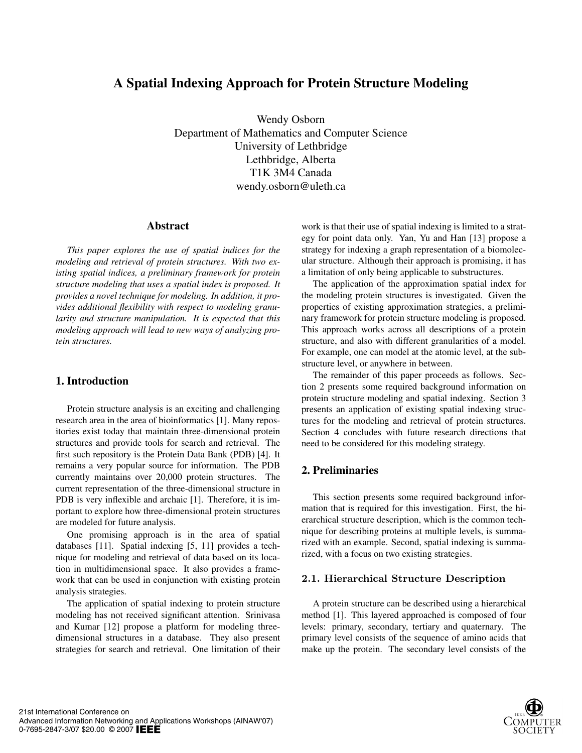# A Spatial Indexing Approach for Protein Structure Modeling

Wendy Osborn
Department of Mathematics and Computer Science
University of Lethbridge
Lethbridge, Alberta
T1K 3M4 Canada
wendy.osborn@uleth.ca

## Abstract

*This paper explores the use of spatial indices for the modeling and retrieval of protein structures. With two existing spatial indices, a preliminary framework for protein structure modeling that uses a spatial index is proposed. It provides a novel technique for modeling. In addition, it provides additional flexibility with respect to modeling granularity and structure manipulation. It is expected that this modeling approach will lead to new ways of analyzing protein structures.*

## 1. Introduction

Protein structure analysis is an exciting and challenging research area in the area of bioinformatics [1]. Many repositories exist today that maintain three-dimensional protein structures and provide tools for search and retrieval. The first such repository is the Protein Data Bank (PDB) [4]. It remains a very popular source for information. The PDB currently maintains over 20,000 protein structures. The current representation of the three-dimensional structure in PDB is very inflexible and archaic [1]. Therefore, it is important to explore how three-dimensional protein structures are modeled for future analysis.

One promising approach is in the area of spatial databases [11]. Spatial indexing [5, 11] provides a technique for modeling and retrieval of data based on its location in multidimensional space. It also provides a framework that can be used in conjunction with existing protein analysis strategies.

The application of spatial indexing to protein structure modeling has not received significant attention. Srinivasa and Kumar [12] propose a platform for modeling three-dimensional structures in a database. They also present strategies for search and retrieval. One limitation of their work is that their use of spatial indexing is limited to a strategy for point data only. Yan, Yu and Han [13] propose a strategy for indexing a graph representation of a biomolecular structure. Although their approach is promising, it has a limitation of only being applicable to substructures.

The application of the approximation spatial index for the modeling protein structures is investigated. Given the properties of existing approximation strategies, a preliminary framework for protein structure modeling is proposed. This approach works across all descriptions of a protein structure, and also with different granularities of a model. For example, one can model at the atomic level, at the substructure level, or anywhere in between.

The remainder of this paper proceeds as follows. Section 2 presents some required background information on protein structure modeling and spatial indexing. Section 3 presents an application of existing spatial indexing structures for the modeling and retrieval of protein structures. Section 4 concludes with future research directions that need to be considered for this modeling strategy.

## 2. Preliminaries

This section presents some required background information that is required for this investigation. First, the hierarchical structure description, which is the common technique for describing proteins at multiple levels, is summarized with an example. Second, spatial indexing is summarized, with a focus on two existing strategies.

### 2.1. Hierarchical Structure Description

A protein structure can be described using a hierarchical method [1]. This layered approached is composed of four levels: primary, secondary, tertiary and quaternary. The primary level consists of the sequence of amino acids that make up the protein. The secondary level consists of the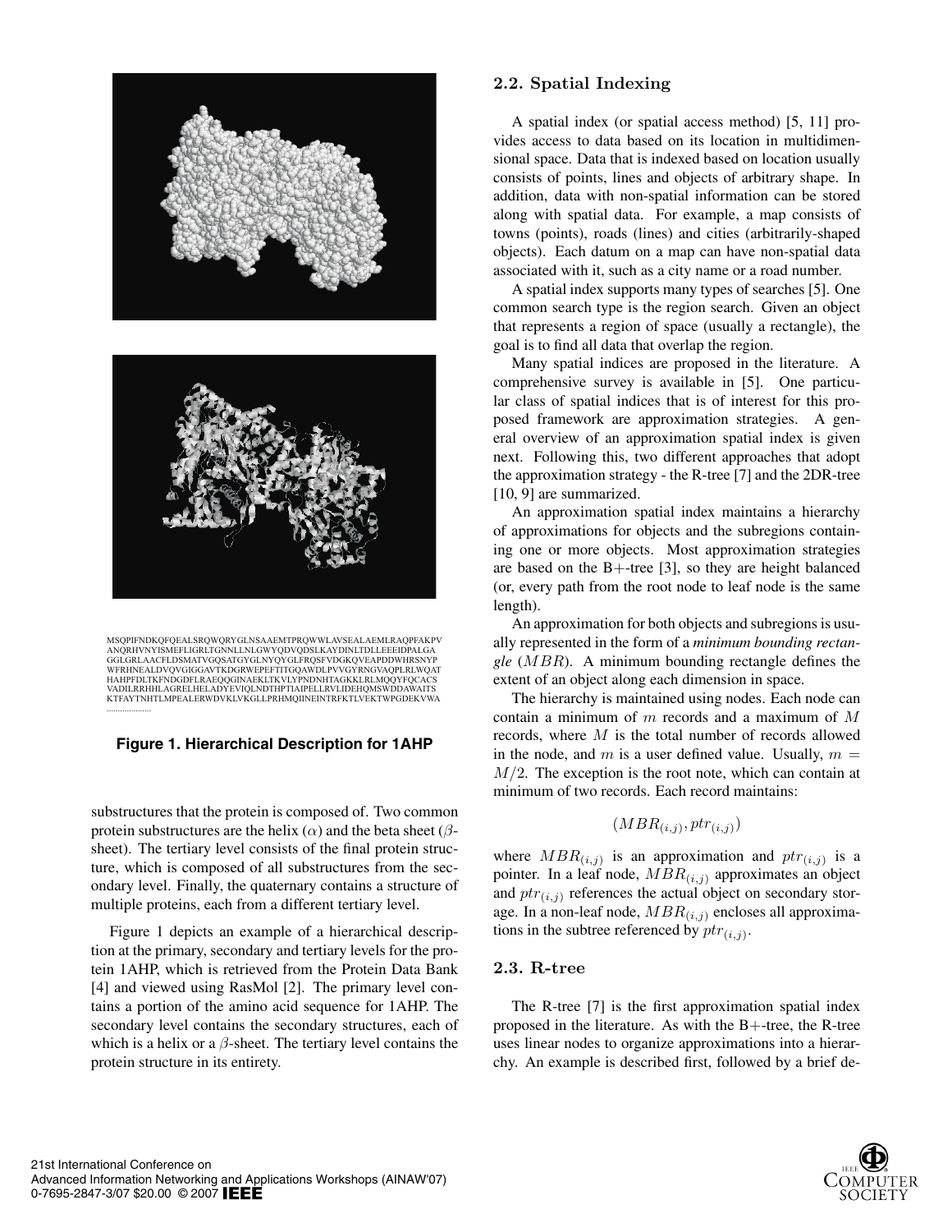MSQPIFNDKQFQEALSRQWQRYGLNSAAEMTPRQWWLAVSEALAEMLRAQPFAKPV
ANQRHVNYISMEFLIGRLTGNNLLNLGWYQDVQDSLKAYDINLTDLLEEEIDPALGA
GGLGRLAACFLDSMATVGQSATGYGLNYQYGLFRQSFVDGKQVEAPDDWHRSNYP
WFRHNEALDVQVGIGGAVTKDGRWEPEFTITGQAWDLPVVGYRNGVAQPLRLWQAT
HAHPFDLTKFNDGDFLRAEQQGINAEKLTKVLYPNDNHTAGKKLRLMQQYFQCACS
VADILRRHHLAGRELHELADYEVIQLNDTHPTIAIPELLRVLIDEHQMSWDDAWAITS
KTFAYTNHTLMPEALERWDVKLVKGLLPRHMQIINEINTRFKTLVEKTWPGDEKVWA
....................

**Figure 1. Hierarchical Description for 1AHP**

substructures that the protein is composed of. Two common protein substructures are the helix ($\alpha$) and the beta sheet ($\beta$-sheet). The tertiary level consists of the final protein structure, which is composed of all substructures from the secondary level. Finally, the quaternary contains a structure of multiple proteins, each from a different tertiary level.

Figure 1 depicts an example of a hierarchical description at the primary, secondary and tertiary levels for the protein 1AHP, which is retrieved from the Protein Data Bank [4] and viewed using RasMol [2]. The primary level contains a portion of the amino acid sequence for 1AHP. The secondary level contains the secondary structures, each of which is a helix or a $\beta$-sheet. The tertiary level contains the protein structure in its entirety.

### 2.2. Spatial Indexing

A spatial index (or spatial access method) [5, 11] provides access to data based on its location in multidimensional space. Data that is indexed based on location usually consists of points, lines and objects of arbitrary shape. In addition, data with non-spatial information can be stored along with spatial data. For example, a map consists of towns (points), roads (lines) and cities (arbitrarily-shaped objects). Each datum on a map can have non-spatial data associated with it, such as a city name or a road number.

A spatial index supports many types of searches [5]. One common search type is the region search. Given an object that represents a region of space (usually a rectangle), the goal is to find all data that overlap the region.

Many spatial indices are proposed in the literature. A comprehensive survey is available in [5]. One particular class of spatial indices that is of interest for this proposed framework are approximation strategies. A general overview of an approximation spatial index is given next. Following this, two different approaches that adopt the approximation strategy - the R-tree [7] and the 2DR-tree [10, 9] are summarized.

An approximation spatial index maintains a hierarchy of approximations for objects and the subregions containing one or more objects. Most approximation strategies are based on the B+-tree [3], so they are height balanced (or, every path from the root node to leaf node is the same length).

An approximation for both objects and subregions is usually represented in the form of a *minimum bounding rectangle* ($MBR$). A minimum bounding rectangle defines the extent of an object along each dimension in space.

The hierarchy is maintained using nodes. Each node can contain a minimum of $m$ records and a maximum of $M$ records, where $M$ is the total number of records allowed in the node, and $m$ is a user defined value. Usually, $m = M/2$. The exception is the root note, which can contain at minimum of two records. Each record maintains:

$$(MBR_{(i,j)}, ptr_{(i,j)})$$

where $MBR_{(i,j)}$ is an approximation and $ptr_{(i,j)}$ is a pointer. In a leaf node, $MBR_{(i,j)}$ approximates an object and $ptr_{(i,j)}$ references the actual object on secondary storage. In a non-leaf node, $MBR_{(i,j)}$ encloses all approximations in the subtree referenced by $ptr_{(i,j)}$.

### 2.3. R-tree

The R-tree [7] is the first approximation spatial index proposed in the literature. As with the B+-tree, the R-tree uses linear nodes to organize approximations into a hierarchy. An example is described first, followed by a brief de-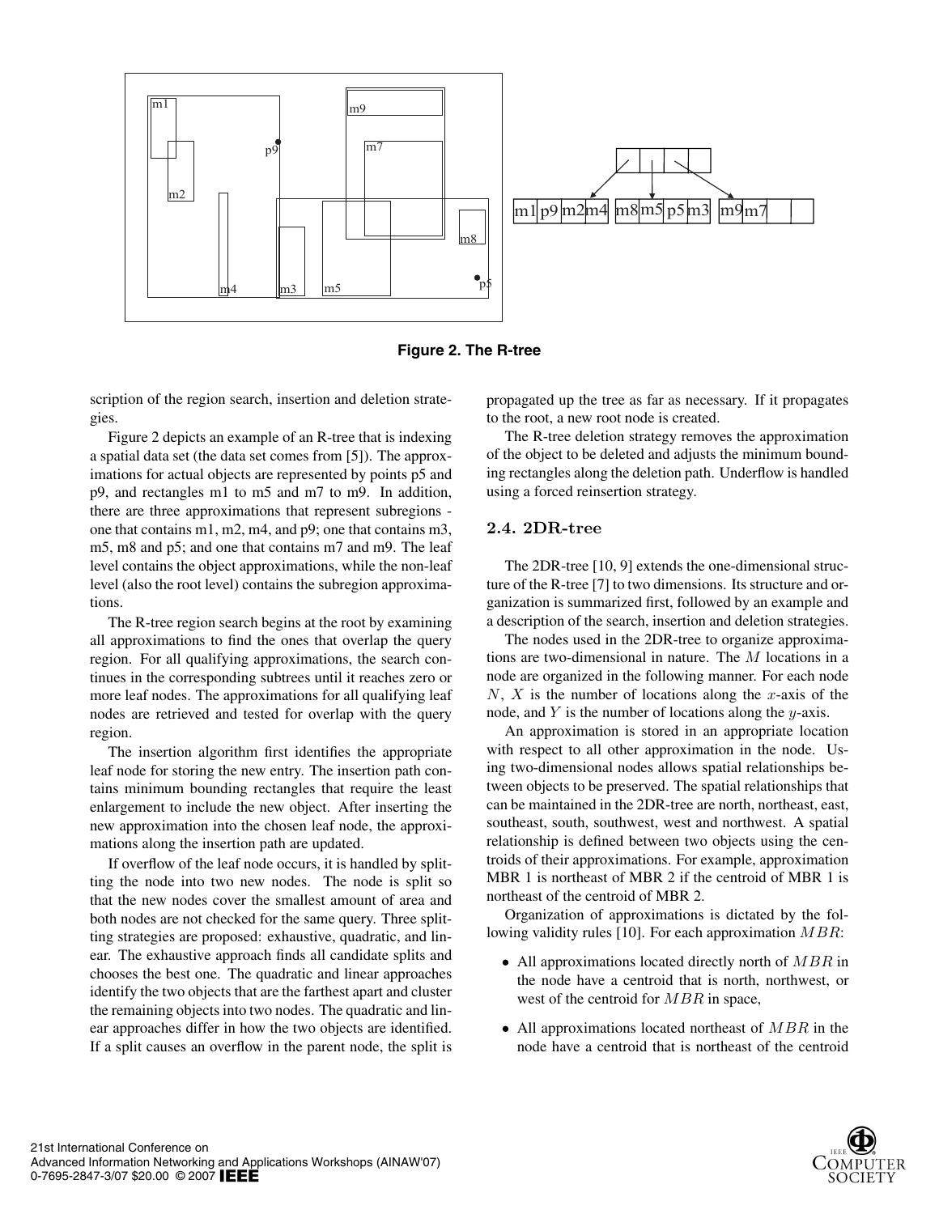**Figure 2. The R-tree**

scription of the region search, insertion and deletion strategies.

Figure 2 depicts an example of an R-tree that is indexing a spatial data set (the data set comes from [5]). The approximations for actual objects are represented by points p5 and p9, and rectangles m1 to m5 and m7 to m9. In addition, there are three approximations that represent subregions - one that contains m1, m2, m4, and p9; one that contains m3, m5, m8 and p5; and one that contains m7 and m9. The leaf level contains the object approximations, while the non-leaf level (also the root level) contains the subregion approximations.

The R-tree region search begins at the root by examining all approximations to find the ones that overlap the query region. For all qualifying approximations, the search continues in the corresponding subtrees until it reaches zero or more leaf nodes. The approximations for all qualifying leaf nodes are retrieved and tested for overlap with the query region.

The insertion algorithm first identifies the appropriate leaf node for storing the new entry. The insertion path contains minimum bounding rectangles that require the least enlargement to include the new object. After inserting the new approximation into the chosen leaf node, the approximations along the insertion path are updated.

If overflow of the leaf node occurs, it is handled by splitting the node into two new nodes. The node is split so that the new nodes cover the smallest amount of area and both nodes are not checked for the same query. Three splitting strategies are proposed: exhaustive, quadratic, and linear. The exhaustive approach finds all candidate splits and chooses the best one. The quadratic and linear approaches identify the two objects that are the farthest apart and cluster the remaining objects into two nodes. The quadratic and linear approaches differ in how the two objects are identified. If a split causes an overflow in the parent node, the split is propagated up the tree as far as necessary. If it propagates to the root, a new root node is created.

The R-tree deletion strategy removes the approximation of the object to be deleted and adjusts the minimum bounding rectangles along the deletion path. Underflow is handled using a forced reinsertion strategy.

### 2.4. 2DR-tree

The 2DR-tree [10, 9] extends the one-dimensional structure of the R-tree [7] to two dimensions. Its structure and organization is summarized first, followed by an example and a description of the search, insertion and deletion strategies.

The nodes used in the 2DR-tree to organize approximations are two-dimensional in nature. The $M$ locations in a node are organized in the following manner. For each node $N$, $X$ is the number of locations along the $x$-axis of the node, and $Y$ is the number of locations along the $y$-axis.

An approximation is stored in an appropriate location with respect to all other approximation in the node. Using two-dimensional nodes allows spatial relationships between objects to be preserved. The spatial relationships that can be maintained in the 2DR-tree are north, northeast, east, southeast, south, southwest, west and northwest. A spatial relationship is defined between two objects using the centroids of their approximations. For example, approximation MBR 1 is northeast of MBR 2 if the centroid of MBR 1 is northeast of the centroid of MBR 2.

Organization of approximations is dictated by the following validity rules [10]. For each approximation $MBR$:

- All approximations located directly north of $MBR$ in the node have a centroid that is north, northwest, or west of the centroid for $MBR$ in space,
- All approximations located northeast of $MBR$ in the node have a centroid that is northeast of the centroid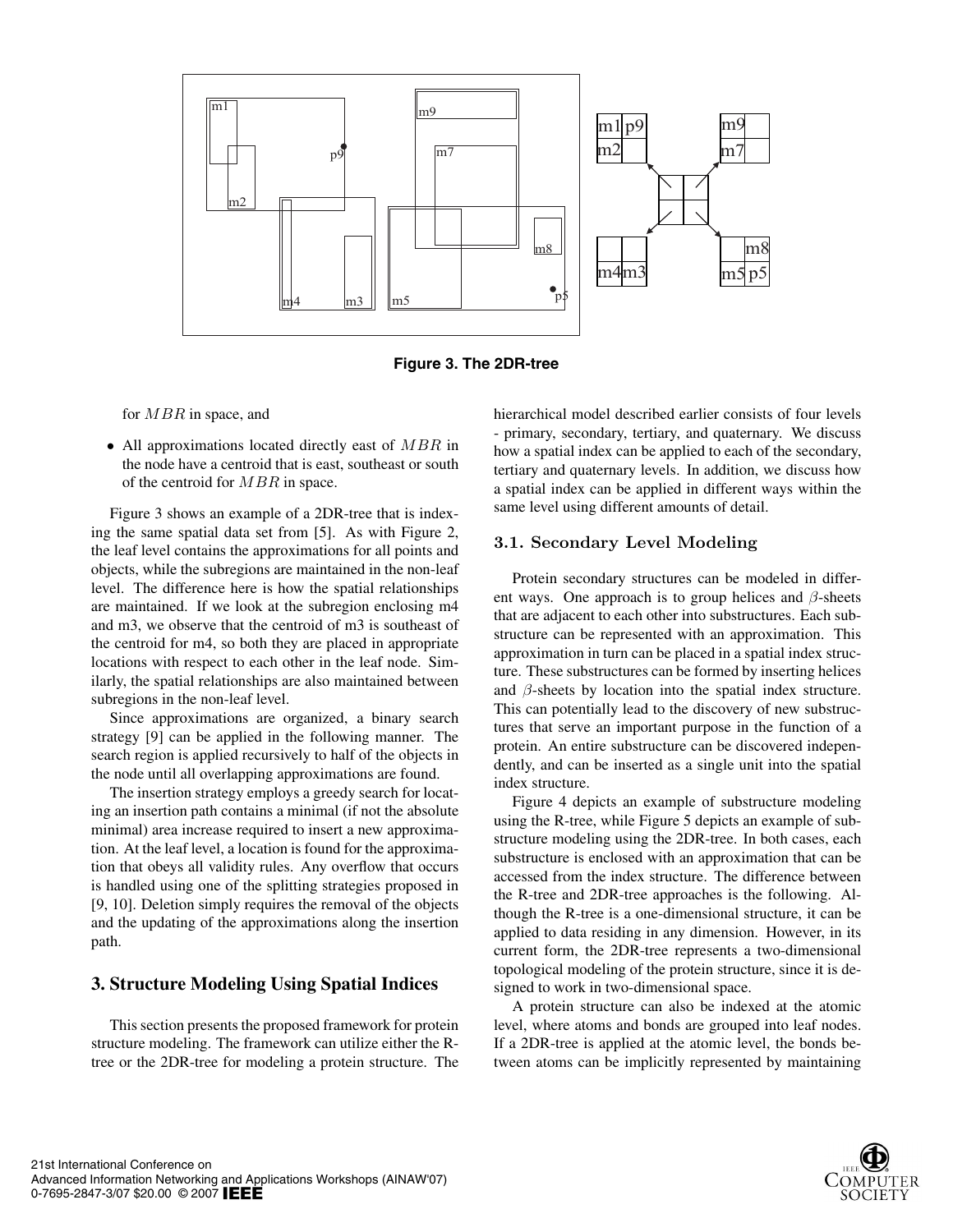**Figure 3. The 2DR-tree**

for $MBR$ in space, and

- All approximations located directly east of $MBR$ in the node have a centroid that is east, southeast or south of the centroid for $MBR$ in space.

Figure 3 shows an example of a 2DR-tree that is indexing the same spatial data set from [5]. As with Figure 2, the leaf level contains the approximations for all points and objects, while the subregions are maintained in the non-leaf level. The difference here is how the spatial relationships are maintained. If we look at the subregion enclosing m4 and m3, we observe that the centroid of m3 is southeast of the centroid for m4, so both they are placed in appropriate locations with respect to each other in the leaf node. Similarly, the spatial relationships are also maintained between subregions in the non-leaf level.

Since approximations are organized, a binary search strategy [9] can be applied in the following manner. The search region is applied recursively to half of the objects in the node until all overlapping approximations are found.

The insertion strategy employs a greedy search for locating an insertion path contains a minimal (if not the absolute minimal) area increase required to insert a new approximation. At the leaf level, a location is found for the approximation that obeys all validity rules. Any overflow that occurs is handled using one of the splitting strategies proposed in [9, 10]. Deletion simply requires the removal of the objects and the updating of the approximations along the insertion path.

## 3. Structure Modeling Using Spatial Indices

This section presents the proposed framework for protein structure modeling. The framework can utilize either the R-tree or the 2DR-tree for modeling a protein structure. The hierarchical model described earlier consists of four levels - primary, secondary, tertiary, and quaternary. We discuss how a spatial index can be applied to each of the secondary, tertiary and quaternary levels. In addition, we discuss how a spatial index can be applied in different ways within the same level using different amounts of detail.

### 3.1. Secondary Level Modeling

Protein secondary structures can be modeled in different ways. One approach is to group helices and $\beta$-sheets that are adjacent to each other into substructures. Each substructure can be represented with an approximation. This approximation in turn can be placed in a spatial index structure. These substructures can be formed by inserting helices and $\beta$-sheets by location into the spatial index structure. This can potentially lead to the discovery of new substructures that serve an important purpose in the function of a protein. An entire substructure can be discovered independently, and can be inserted as a single unit into the spatial index structure.

Figure 4 depicts an example of substructure modeling using the R-tree, while Figure 5 depicts an example of substructure modeling using the 2DR-tree. In both cases, each substructure is enclosed with an approximation that can be accessed from the index structure. The difference between the R-tree and 2DR-tree approaches is the following. Although the R-tree is a one-dimensional structure, it can be applied to data residing in any dimension. However, in its current form, the 2DR-tree represents a two-dimensional topological modeling of the protein structure, since it is designed to work in two-dimensional space.

A protein structure can also be indexed at the atomic level, where atoms and bonds are grouped into leaf nodes. If a 2DR-tree is applied at the atomic level, the bonds between atoms can be implicitly represented by maintaining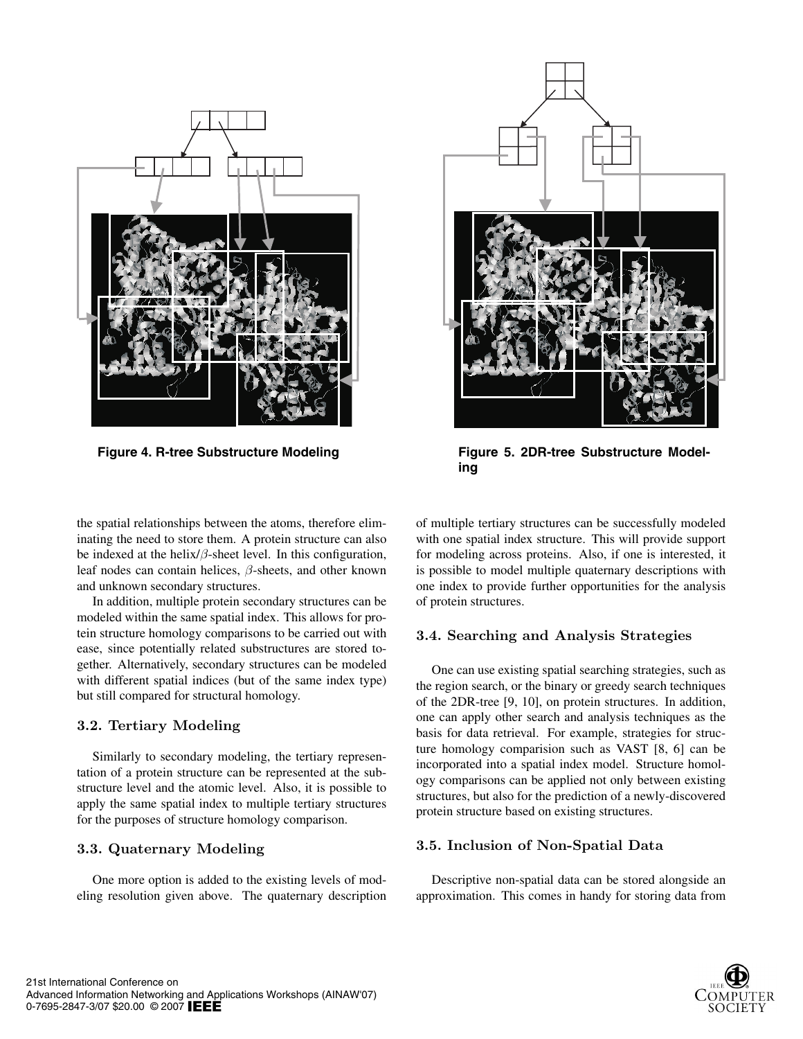Figure 4. R-tree Substructure Modeling

Figure 5. 2DR-tree Substructure Modeling

the spatial relationships between the atoms, therefore eliminating the need to store them. A protein structure can also be indexed at the helix/$\beta$-sheet level. In this configuration, leaf nodes can contain helices, $\beta$-sheets, and other known and unknown secondary structures.

In addition, multiple protein secondary structures can be modeled within the same spatial index. This allows for protein structure homology comparisons to be carried out with ease, since potentially related substructures are stored together. Alternatively, secondary structures can be modeled with different spatial indices (but of the same index type) but still compared for structural homology.

### 3.2. Tertiary Modeling

Similarly to secondary modeling, the tertiary representation of a protein structure can be represented at the substructure level and the atomic level. Also, it is possible to apply the same spatial index to multiple tertiary structures for the purposes of structure homology comparison.

### 3.3. Quaternary Modeling

One more option is added to the existing levels of modeling resolution given above. The quaternary description of multiple tertiary structures can be successfully modeled with one spatial index structure. This will provide support for modeling across proteins. Also, if one is interested, it is possible to model multiple quaternary descriptions with one index to provide further opportunities for the analysis of protein structures.

### 3.4. Searching and Analysis Strategies

One can use existing spatial searching strategies, such as the region search, or the binary or greedy search techniques of the 2DR-tree [9, 10], on protein structures. In addition, one can apply other search and analysis techniques as the basis for data retrieval. For example, strategies for structure homology comparision such as VAST [8, 6] can be incorporated into a spatial index model. Structure homology comparisons can be applied not only between existing structures, but also for the prediction of a newly-discovered protein structure based on existing structures.

### 3.5. Inclusion of Non-Spatial Data

Descriptive non-spatial data can be stored alongside an approximation. This comes in handy for storing data from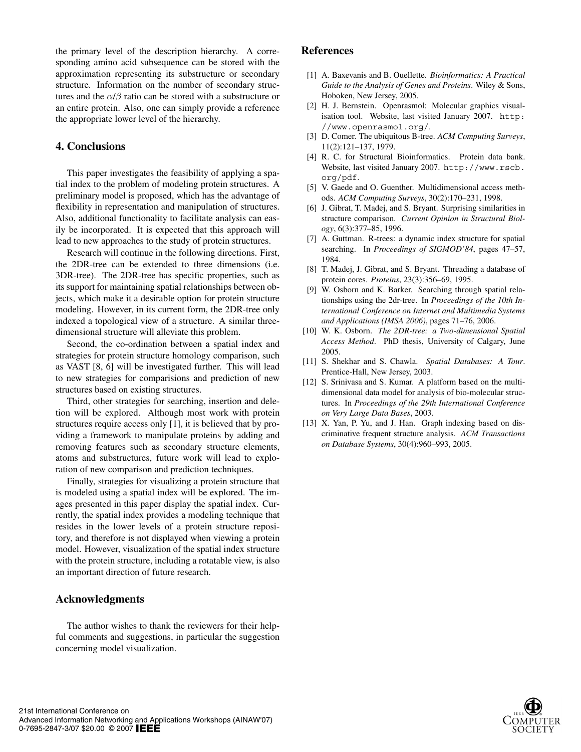the primary level of the description hierarchy. A corresponding amino acid subsequence can be stored with the approximation representing its substructure or secondary structure. Information on the number of secondary structures and the $\alpha/\beta$ ratio can be stored with a substructure or an entire protein. Also, one can simply provide a reference the appropriate lower level of the hierarchy.

## 4. Conclusions

This paper investigates the feasibility of applying a spatial index to the problem of modeling protein structures. A preliminary model is proposed, which has the advantage of flexibility in representation and manipulation of structures. Also, additional functionality to facilitate analysis can easily be incorporated. It is expected that this approach will lead to new approaches to the study of protein structures.

Research will continue in the following directions. First, the 2DR-tree can be extended to three dimensions (i.e. 3DR-tree). The 2DR-tree has specific properties, such as its support for maintaining spatial relationships between objects, which make it a desirable option for protein structure modeling. However, in its current form, the 2DR-tree only indexed a topological view of a structure. A similar three-dimensional structure will alleviate this problem.

Second, the co-ordination between a spatial index and strategies for protein structure homology comparison, such as VAST [8, 6] will be investigated further. This will lead to new strategies for comparisions and prediction of new structures based on existing structures.

Third, other strategies for searching, insertion and deletion will be explored. Although most work with protein structures require access only [1], it is believed that by providing a framework to manipulate proteins by adding and removing features such as secondary structure elements, atoms and substructures, future work will lead to exploration of new comparison and prediction techniques.

Finally, strategies for visualizing a protein structure that is modeled using a spatial index will be explored. The images presented in this paper display the spatial index. Currently, the spatial index provides a modeling technique that resides in the lower levels of a protein structure repository, and therefore is not displayed when viewing a protein model. However, visualization of the spatial index structure with the protein structure, including a rotatable view, is also an important direction of future research.

## Acknowledgments

The author wishes to thank the reviewers for their helpful comments and suggestions, in particular the suggestion concerning model visualization.

## References

[1] A. Baxevanis and B. Ouellette. *Bioinformatics: A Practical Guide to the Analysis of Genes and Proteins*. Wiley & Sons, Hoboken, New Jersey, 2005.

[2] H. J. Bernstein. Openrasmol: Molecular graphics visualisation tool. Website, last visited January 2007. `http://www.openrasmol.org/`.

[3] D. Comer. The ubiquitous B-tree. *ACM Computing Surveys*, 11(2):121–137, 1979.

[4] R. C. for Structural Bioinformatics. Protein data bank. Website, last visited January 2007. `http://www.rscb.org/pdf`.

[5] V. Gaede and O. Guenther. Multidimensional access methods. *ACM Computing Surveys*, 30(2):170–231, 1998.

[6] J. Gibrat, T. Madej, and S. Bryant. Surprising similarities in structure comparison. *Current Opinion in Structural Biology*, 6(3):377–85, 1996.

[7] A. Guttman. R-trees: a dynamic index structure for spatial searching. In *Proceedings of SIGMOD'84*, pages 47–57, 1984.

[8] T. Madej, J. Gibrat, and S. Bryant. Threading a database of protein cores. *Proteins*, 23(3):356–69, 1995.

[9] W. Osborn and K. Barker. Searching through spatial relationships using the 2dr-tree. In *Proceedings of the 10th International Conference on Internet and Multimedia Systems and Applications (IMSA 2006)*, pages 71–76, 2006.

[10] W. K. Osborn. *The 2DR-tree: a Two-dimensional Spatial Access Method*. PhD thesis, University of Calgary, June 2005.

[11] S. Shekhar and S. Chawla. *Spatial Databases: A Tour*. Prentice-Hall, New Jersey, 2003.

[12] S. Srinivasa and S. Kumar. A platform based on the multi-dimensional data model for analysis of bio-molecular structures. In *Proceedings of the 29th International Conference on Very Large Data Bases*, 2003.

[13] X. Yan, P. Yu, and J. Han. Graph indexing based on discriminative frequent structure analysis. *ACM Transactions on Database Systems*, 30(4):960–993, 2005.